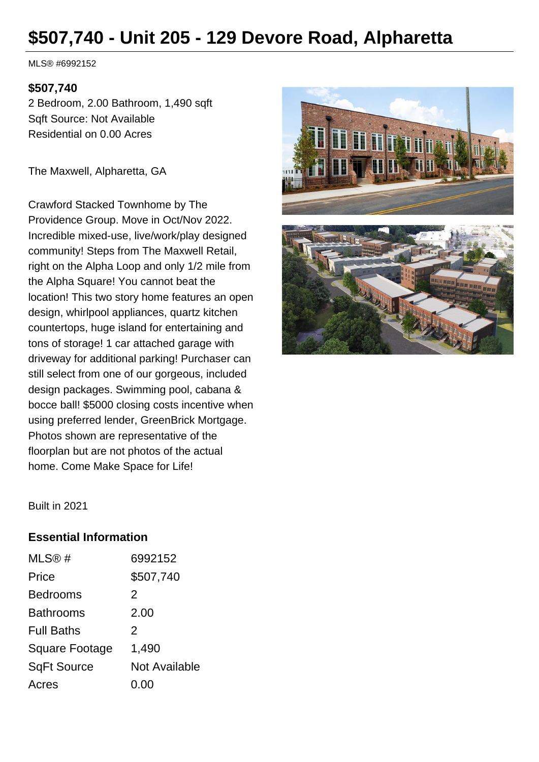# $507,740 - Unit 205 - 129 Devore Road, Alpharetta

MLS® #6992152

**$507,740**

2 Bedroom, 2.00 Bathroom, 1,490 sqft

Sqft Source: Not Available

Residential on 0.00 Acres

The Maxwell, Alpharetta, GA

Crawford Stacked Townhome by The Providence Group. Move in Oct/Nov 2022. Incredible mixed-use, live/work/play designed community! Steps from The Maxwell Retail, right on the Alpha Loop and only 1/2 mile from the Alpha Square! You cannot beat the location! This two story home features an open design, whirlpool appliances, quartz kitchen countertops, huge island for entertaining and tons of storage! 1 car attached garage with driveway for additional parking! Purchaser can still select from one of our gorgeous, included design packages. Swimming pool, cabana & bocce ball! $5000 closing costs incentive when using preferred lender, GreenBrick Mortgage. Photos shown are representative of the floorplan but are not photos of the actual home. Come Make Space for Life!

Built in 2021

## Essential Information

| | |
|---|---|
| MLS® # | 6992152 |
| Price | $507,740 |
| Bedrooms | 2 |
| Bathrooms | 2.00 |
| Full Baths | 2 |
| Square Footage | 1,490 |
| SqFt Source | Not Available |
| Acres | 0.00 |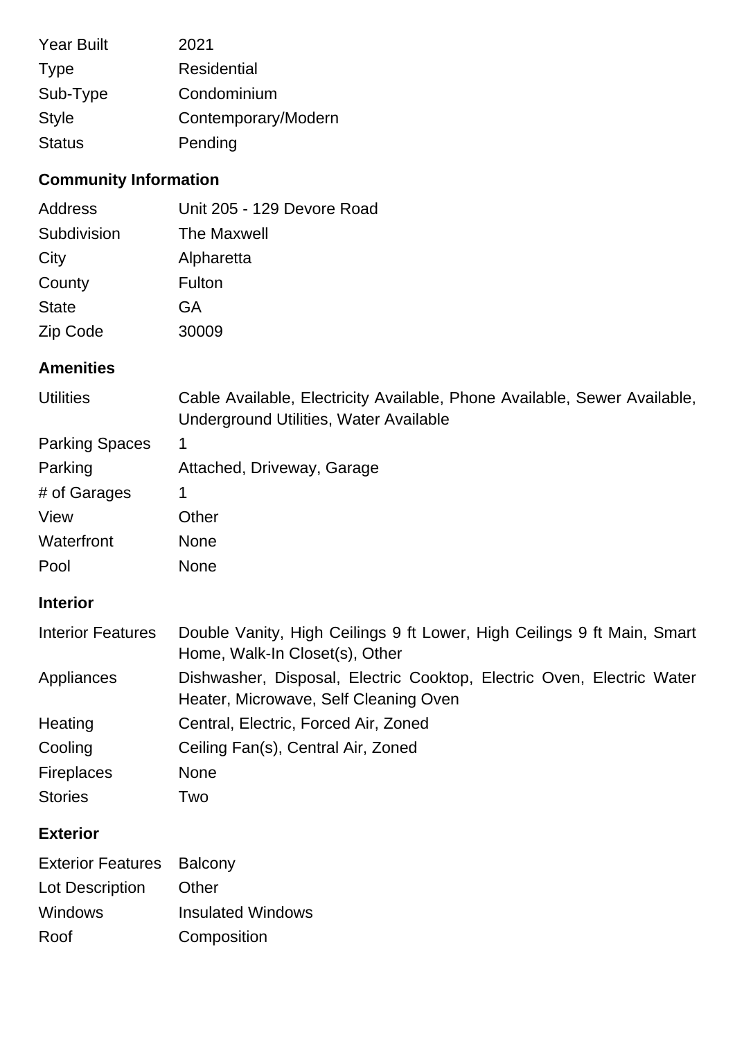| | |
|---|---|
| Year Built | 2021 |
| Type | Residential |
| Sub-Type | Condominium |
| Style | Contemporary/Modern |
| Status | Pending |

## Community Information

| | |
|---|---|
| Address | Unit 205 - 129 Devore Road |
| Subdivision | The Maxwell |
| City | Alpharetta |
| County | Fulton |
| State | GA |
| Zip Code | 30009 |

## Amenities

| | |
|---|---|
| Utilities | Cable Available, Electricity Available, Phone Available, Sewer Available, Underground Utilities, Water Available |
| Parking Spaces | 1 |
| Parking | Attached, Driveway, Garage |
| # of Garages | 1 |
| View | Other |
| Waterfront | None |
| Pool | None |

## Interior

| | |
|---|---|
| Interior Features | Double Vanity, High Ceilings 9 ft Lower, High Ceilings 9 ft Main, Smart Home, Walk-In Closet(s), Other |
| Appliances | Dishwasher, Disposal, Electric Cooktop, Electric Oven, Electric Water Heater, Microwave, Self Cleaning Oven |
| Heating | Central, Electric, Forced Air, Zoned |
| Cooling | Ceiling Fan(s), Central Air, Zoned |
| Fireplaces | None |
| Stories | Two |

## Exterior

| | |
|---|---|
| Exterior Features | Balcony |
| Lot Description | Other |
| Windows | Insulated Windows |
| Roof | Composition |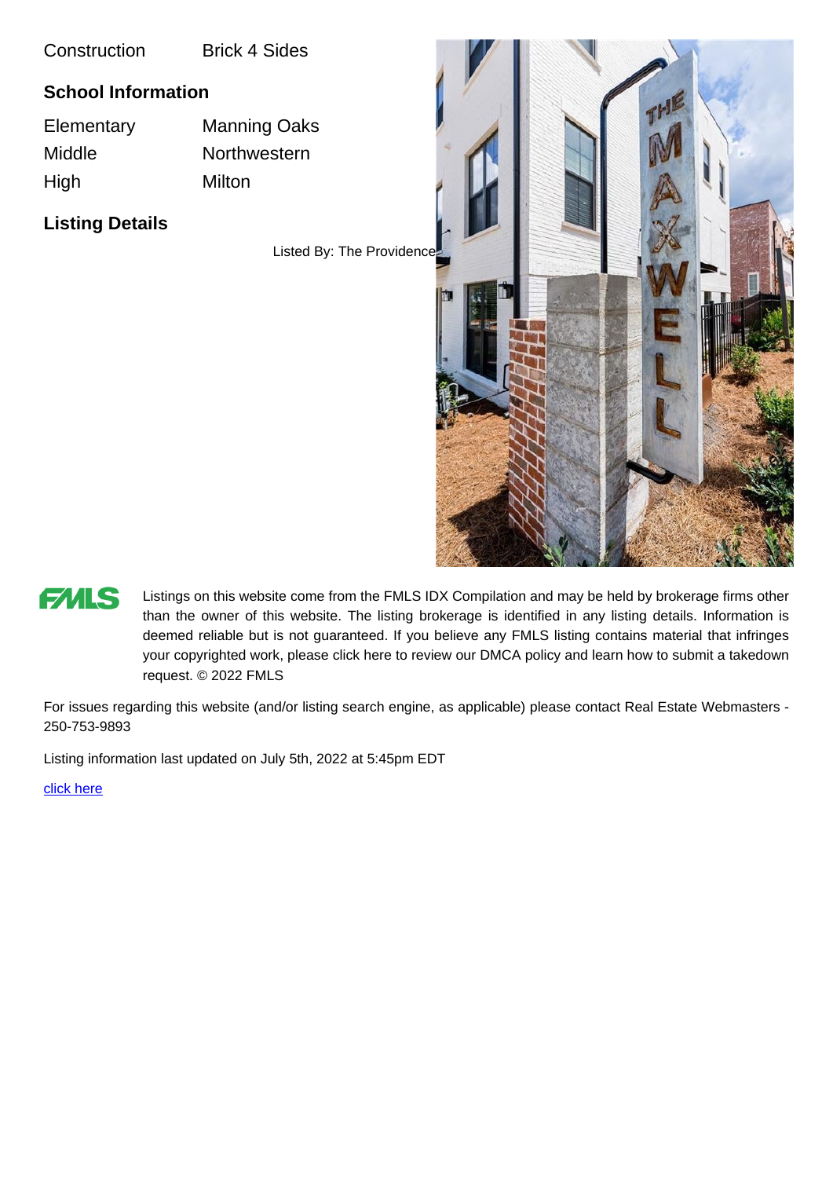| | |
|---|---|
| Construction | Brick 4 Sides |

## School Information

| | |
|---|---|
| Elementary | Manning Oaks |
| Middle | Northwestern |
| High | Milton |

## Listing Details

Listed By: The Providence

Listings on this website come from the FMLS IDX Compilation and may be held by brokerage firms other than the owner of this website. The listing brokerage is identified in any listing details. Information is deemed reliable but is not guaranteed. If you believe any FMLS listing contains material that infringes your copyrighted work, please click here to review our DMCA policy and learn how to submit a takedown request. © 2022 FMLS

For issues regarding this website (and/or listing search engine, as applicable) please contact Real Estate Webmasters - 250-753-9893

Listing information last updated on July 5th, 2022 at 5:45pm EDT

click here